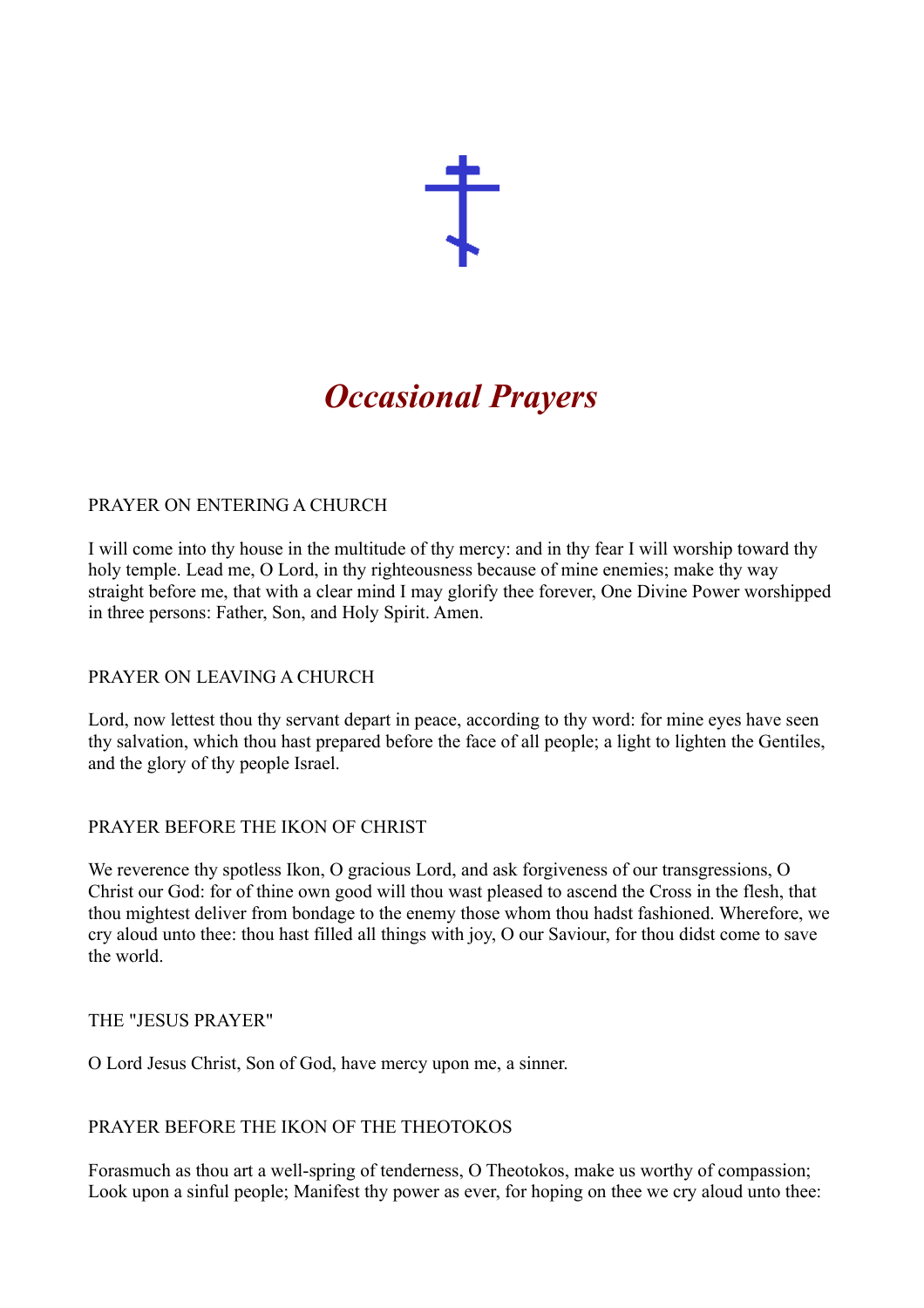# *Occasional Prayers*

## PRAYER ON ENTERING A CHURCH

I will come into thy house in the multitude of thy mercy: and in thy fear I will worship toward thy holy temple. Lead me, O Lord, in thy righteousness because of mine enemies; make thy way straight before me, that with a clear mind I may glorify thee forever, One Divine Power worshipped in three persons: Father, Son, and Holy Spirit. Amen.

## PRAYER ON LEAVING A CHURCH

Lord, now lettest thou thy servant depart in peace, according to thy word: for mine eyes have seen thy salvation, which thou hast prepared before the face of all people; a light to lighten the Gentiles, and the glory of thy people Israel.

## PRAYER BEFORE THE IKON OF CHRIST

We reverence thy spotless Ikon, O gracious Lord, and ask forgiveness of our transgressions, O Christ our God: for of thine own good will thou wast pleased to ascend the Cross in the flesh, that thou mightest deliver from bondage to the enemy those whom thou hadst fashioned. Wherefore, we cry aloud unto thee: thou hast filled all things with joy, O our Saviour, for thou didst come to save the world.

## THE "JESUS PRAYER"

O Lord Jesus Christ, Son of God, have mercy upon me, a sinner.

## PRAYER BEFORE THE IKON OF THE THEOTOKOS

Forasmuch as thou art a well-spring of tenderness, O Theotokos, make us worthy of compassion; Look upon a sinful people; Manifest thy power as ever, for hoping on thee we cry aloud unto thee: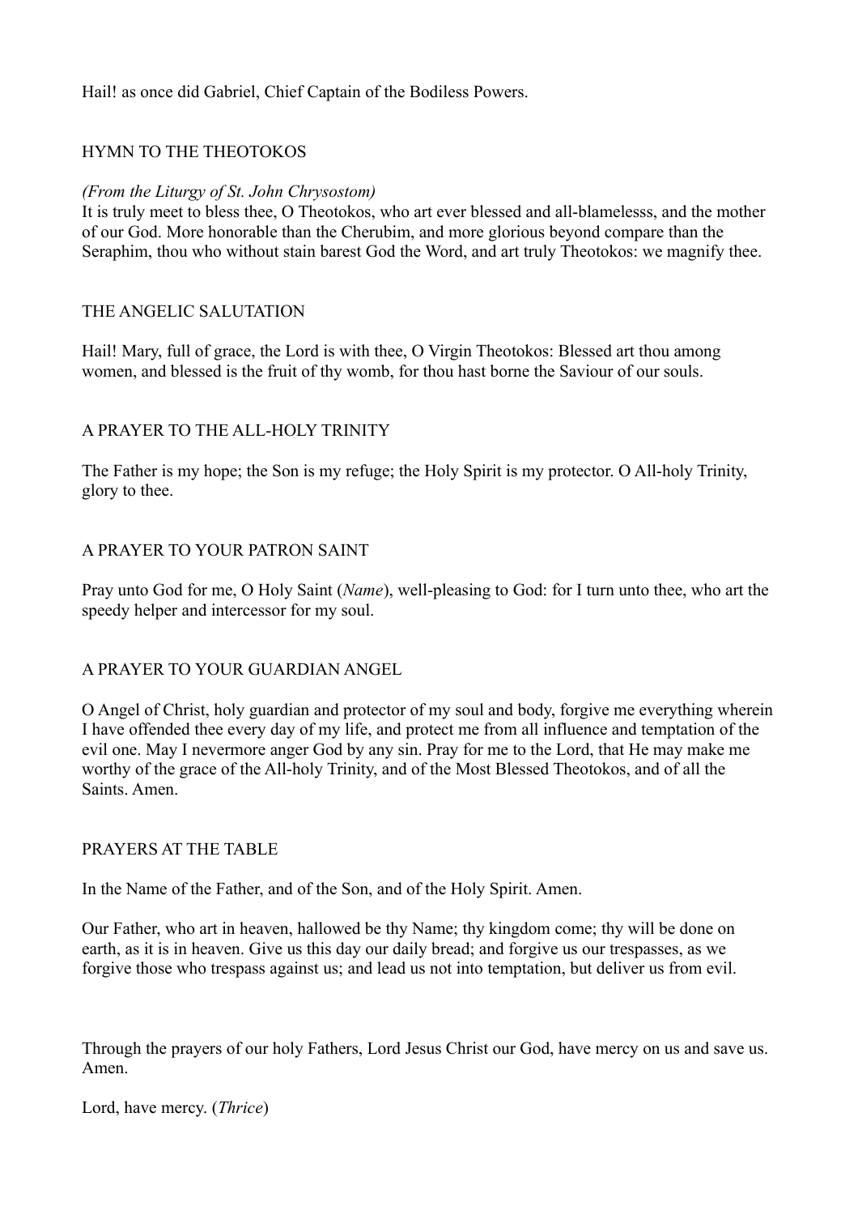Hail! as once did Gabriel, Chief Captain of the Bodiless Powers.

## HYMN TO THE THEOTOKOS

*(From the Liturgy of St. John Chrysostom)*

It is truly meet to bless thee, O Theotokos, who art ever blessed and all-blamelesss, and the mother of our God. More honorable than the Cherubim, and more glorious beyond compare than the Seraphim, thou who without stain barest God the Word, and art truly Theotokos: we magnify thee.

## THE ANGELIC SALUTATION

Hail! Mary, full of grace, the Lord is with thee, O Virgin Theotokos: Blessed art thou among women, and blessed is the fruit of thy womb, for thou hast borne the Saviour of our souls.

## A PRAYER TO THE ALL-HOLY TRINITY

The Father is my hope; the Son is my refuge; the Holy Spirit is my protector. O All-holy Trinity, glory to thee.

## A PRAYER TO YOUR PATRON SAINT

Pray unto God for me, O Holy Saint (*Name*), well-pleasing to God: for I turn unto thee, who art the speedy helper and intercessor for my soul.

## A PRAYER TO YOUR GUARDIAN ANGEL

O Angel of Christ, holy guardian and protector of my soul and body, forgive me everything wherein I have offended thee every day of my life, and protect me from all influence and temptation of the evil one. May I nevermore anger God by any sin. Pray for me to the Lord, that He may make me worthy of the grace of the All-holy Trinity, and of the Most Blessed Theotokos, and of all the Saints. Amen.

## PRAYERS AT THE TABLE

In the Name of the Father, and of the Son, and of the Holy Spirit. Amen.

Our Father, who art in heaven, hallowed be thy Name; thy kingdom come; thy will be done on earth, as it is in heaven. Give us this day our daily bread; and forgive us our trespasses, as we forgive those who trespass against us; and lead us not into temptation, but deliver us from evil.

Through the prayers of our holy Fathers, Lord Jesus Christ our God, have mercy on us and save us. Amen.

Lord, have mercy. (*Thrice*)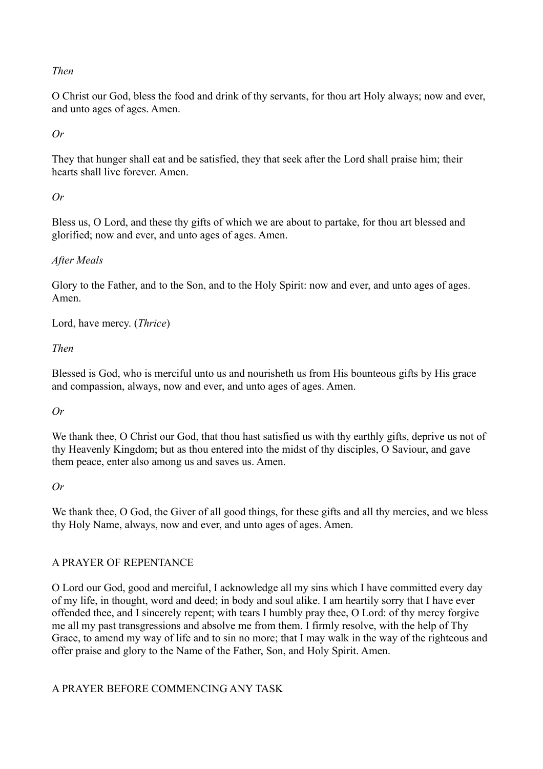*Then*

O Christ our God, bless the food and drink of thy servants, for thou art Holy always; now and ever, and unto ages of ages. Amen.

*Or*

They that hunger shall eat and be satisfied, they that seek after the Lord shall praise him; their hearts shall live forever. Amen.

*Or*

Bless us, O Lord, and these thy gifts of which we are about to partake, for thou art blessed and glorified; now and ever, and unto ages of ages. Amen.

*After Meals*

Glory to the Father, and to the Son, and to the Holy Spirit: now and ever, and unto ages of ages. Amen.

Lord, have mercy. (*Thrice*)

*Then*

Blessed is God, who is merciful unto us and nourisheth us from His bounteous gifts by His grace and compassion, always, now and ever, and unto ages of ages. Amen.

*Or*

We thank thee, O Christ our God, that thou hast satisfied us with thy earthly gifts, deprive us not of thy Heavenly Kingdom; but as thou entered into the midst of thy disciples, O Saviour, and gave them peace, enter also among us and saves us. Amen.

*Or*

We thank thee, O God, the Giver of all good things, for these gifts and all thy mercies, and we bless thy Holy Name, always, now and ever, and unto ages of ages. Amen.

## A PRAYER OF REPENTANCE

O Lord our God, good and merciful, I acknowledge all my sins which I have committed every day of my life, in thought, word and deed; in body and soul alike. I am heartily sorry that I have ever offended thee, and I sincerely repent; with tears I humbly pray thee, O Lord: of thy mercy forgive me all my past transgressions and absolve me from them. I firmly resolve, with the help of Thy Grace, to amend my way of life and to sin no more; that I may walk in the way of the righteous and offer praise and glory to the Name of the Father, Son, and Holy Spirit. Amen.

## A PRAYER BEFORE COMMENCING ANY TASK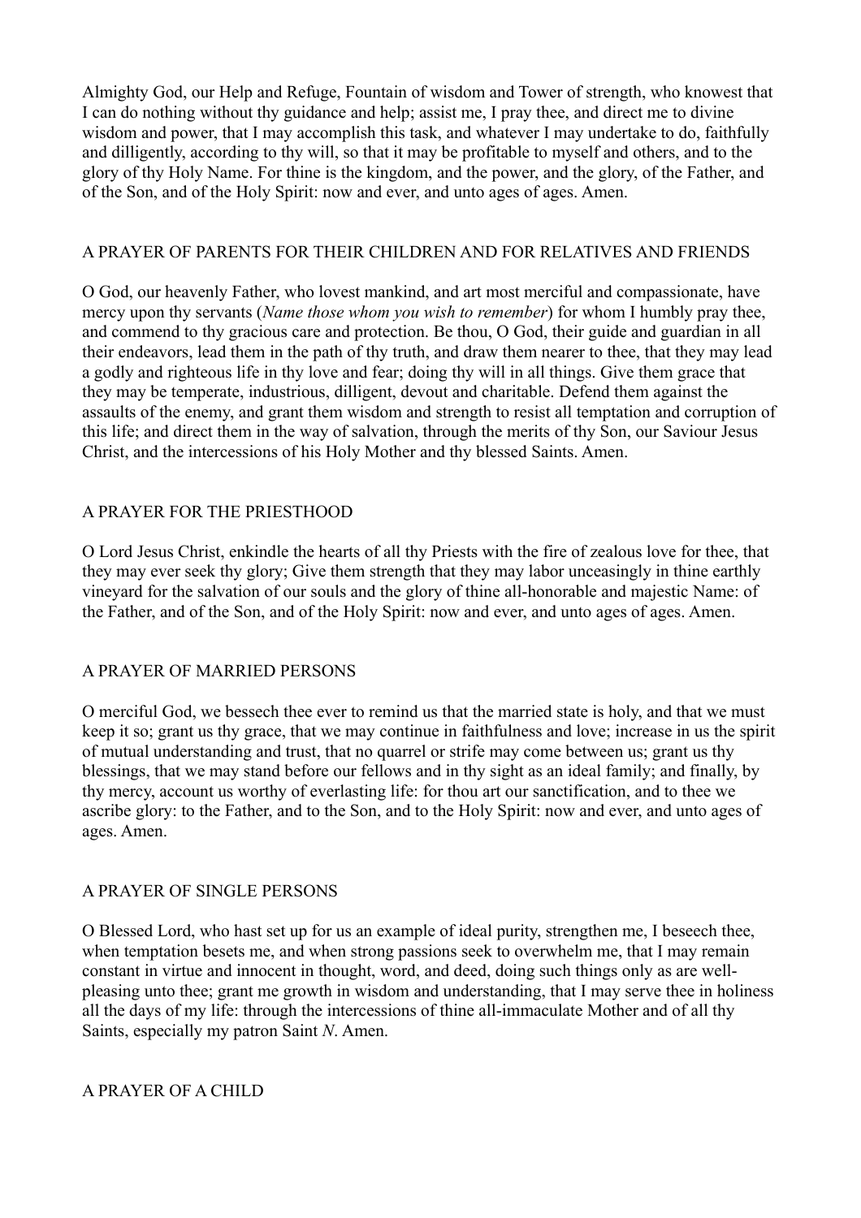Almighty God, our Help and Refuge, Fountain of wisdom and Tower of strength, who knowest that I can do nothing without thy guidance and help; assist me, I pray thee, and direct me to divine wisdom and power, that I may accomplish this task, and whatever I may undertake to do, faithfully and dilligently, according to thy will, so that it may be profitable to myself and others, and to the glory of thy Holy Name. For thine is the kingdom, and the power, and the glory, of the Father, and of the Son, and of the Holy Spirit: now and ever, and unto ages of ages. Amen.

## A PRAYER OF PARENTS FOR THEIR CHILDREN AND FOR RELATIVES AND FRIENDS

O God, our heavenly Father, who lovest mankind, and art most merciful and compassionate, have mercy upon thy servants (*Name those whom you wish to remember*) for whom I humbly pray thee, and commend to thy gracious care and protection. Be thou, O God, their guide and guardian in all their endeavors, lead them in the path of thy truth, and draw them nearer to thee, that they may lead a godly and righteous life in thy love and fear; doing thy will in all things. Give them grace that they may be temperate, industrious, dilligent, devout and charitable. Defend them against the assaults of the enemy, and grant them wisdom and strength to resist all temptation and corruption of this life; and direct them in the way of salvation, through the merits of thy Son, our Saviour Jesus Christ, and the intercessions of his Holy Mother and thy blessed Saints. Amen.

## A PRAYER FOR THE PRIESTHOOD

O Lord Jesus Christ, enkindle the hearts of all thy Priests with the fire of zealous love for thee, that they may ever seek thy glory; Give them strength that they may labor unceasingly in thine earthly vineyard for the salvation of our souls and the glory of thine all-honorable and majestic Name: of the Father, and of the Son, and of the Holy Spirit: now and ever, and unto ages of ages. Amen.

## A PRAYER OF MARRIED PERSONS

O merciful God, we bessech thee ever to remind us that the married state is holy, and that we must keep it so; grant us thy grace, that we may continue in faithfulness and love; increase in us the spirit of mutual understanding and trust, that no quarrel or strife may come between us; grant us thy blessings, that we may stand before our fellows and in thy sight as an ideal family; and finally, by thy mercy, account us worthy of everlasting life: for thou art our sanctification, and to thee we ascribe glory: to the Father, and to the Son, and to the Holy Spirit: now and ever, and unto ages of ages. Amen.

## A PRAYER OF SINGLE PERSONS

O Blessed Lord, who hast set up for us an example of ideal purity, strengthen me, I beseech thee, when temptation besets me, and when strong passions seek to overwhelm me, that I may remain constant in virtue and innocent in thought, word, and deed, doing such things only as are well-pleasing unto thee; grant me growth in wisdom and understanding, that I may serve thee in holiness all the days of my life: through the intercessions of thine all-immaculate Mother and of all thy Saints, especially my patron Saint *N*. Amen.

## A PRAYER OF A CHILD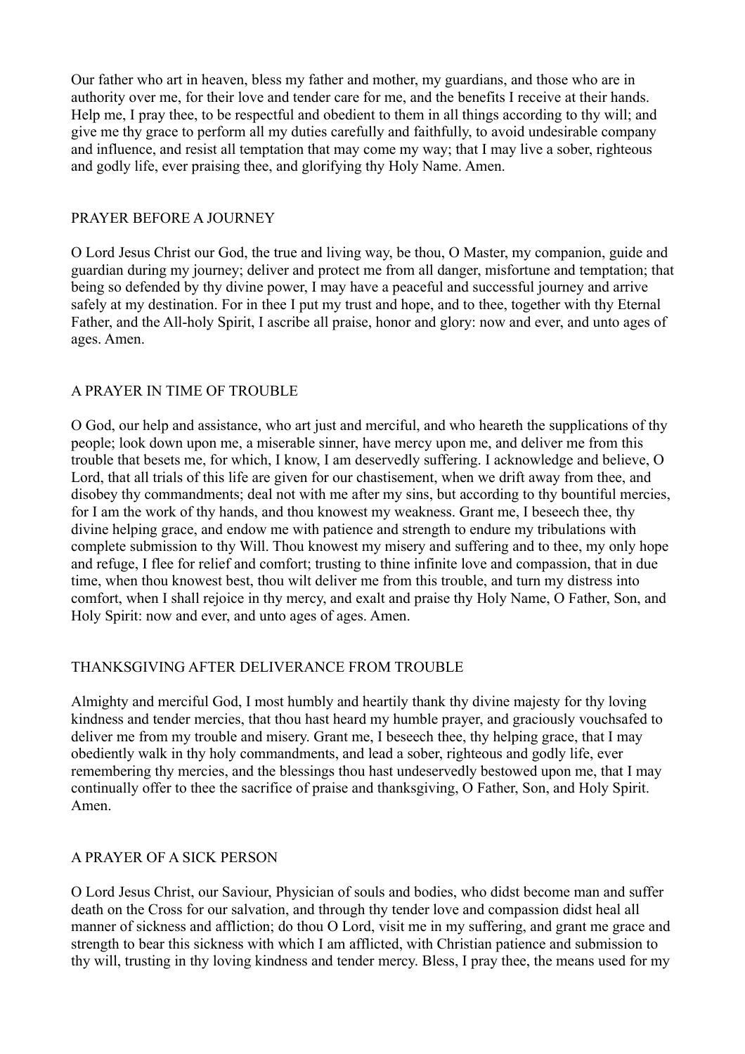Our father who art in heaven, bless my father and mother, my guardians, and those who are in authority over me, for their love and tender care for me, and the benefits I receive at their hands. Help me, I pray thee, to be respectful and obedient to them in all things according to thy will; and give me thy grace to perform all my duties carefully and faithfully, to avoid undesirable company and influence, and resist all temptation that may come my way; that I may live a sober, righteous and godly life, ever praising thee, and glorifying thy Holy Name. Amen.

## PRAYER BEFORE A JOURNEY

O Lord Jesus Christ our God, the true and living way, be thou, O Master, my companion, guide and guardian during my journey; deliver and protect me from all danger, misfortune and temptation; that being so defended by thy divine power, I may have a peaceful and successful journey and arrive safely at my destination. For in thee I put my trust and hope, and to thee, together with thy Eternal Father, and the All-holy Spirit, I ascribe all praise, honor and glory: now and ever, and unto ages of ages. Amen.

## A PRAYER IN TIME OF TROUBLE

O God, our help and assistance, who art just and merciful, and who heareth the supplications of thy people; look down upon me, a miserable sinner, have mercy upon me, and deliver me from this trouble that besets me, for which, I know, I am deservedly suffering. I acknowledge and believe, O Lord, that all trials of this life are given for our chastisement, when we drift away from thee, and disobey thy commandments; deal not with me after my sins, but according to thy bountiful mercies, for I am the work of thy hands, and thou knowest my weakness. Grant me, I beseech thee, thy divine helping grace, and endow me with patience and strength to endure my tribulations with complete submission to thy Will. Thou knowest my misery and suffering and to thee, my only hope and refuge, I flee for relief and comfort; trusting to thine infinite love and compassion, that in due time, when thou knowest best, thou wilt deliver me from this trouble, and turn my distress into comfort, when I shall rejoice in thy mercy, and exalt and praise thy Holy Name, O Father, Son, and Holy Spirit: now and ever, and unto ages of ages. Amen.

## THANKSGIVING AFTER DELIVERANCE FROM TROUBLE

Almighty and merciful God, I most humbly and heartily thank thy divine majesty for thy loving kindness and tender mercies, that thou hast heard my humble prayer, and graciously vouchsafed to deliver me from my trouble and misery. Grant me, I beseech thee, thy helping grace, that I may obediently walk in thy holy commandments, and lead a sober, righteous and godly life, ever remembering thy mercies, and the blessings thou hast undeservedly bestowed upon me, that I may continually offer to thee the sacrifice of praise and thanksgiving, O Father, Son, and Holy Spirit. Amen.

## A PRAYER OF A SICK PERSON

O Lord Jesus Christ, our Saviour, Physician of souls and bodies, who didst become man and suffer death on the Cross for our salvation, and through thy tender love and compassion didst heal all manner of sickness and affliction; do thou O Lord, visit me in my suffering, and grant me grace and strength to bear this sickness with which I am afflicted, with Christian patience and submission to thy will, trusting in thy loving kindness and tender mercy. Bless, I pray thee, the means used for my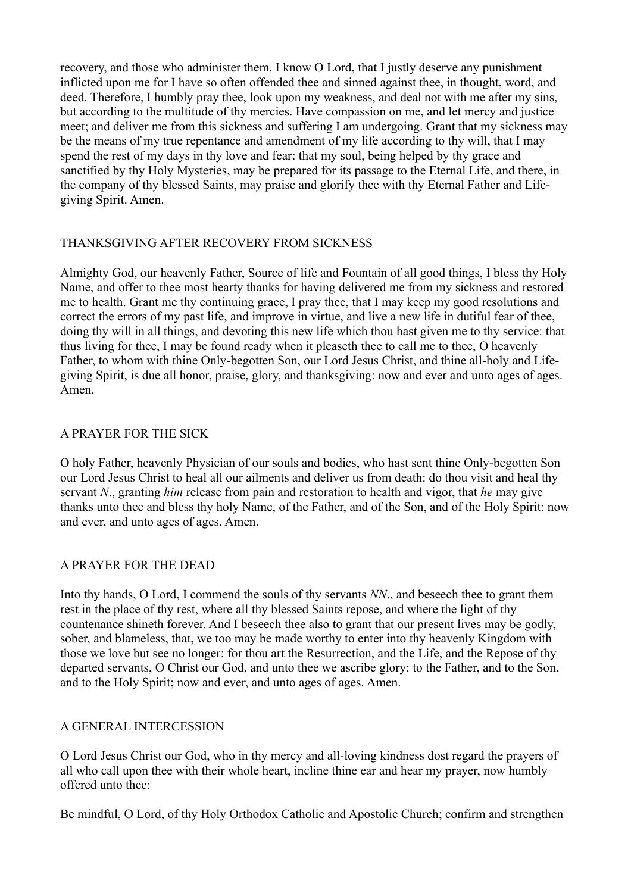recovery, and those who administer them. I know O Lord, that I justly deserve any punishment inflicted upon me for I have so often offended thee and sinned against thee, in thought, word, and deed. Therefore, I humbly pray thee, look upon my weakness, and deal not with me after my sins, but according to the multitude of thy mercies. Have compassion on me, and let mercy and justice meet; and deliver me from this sickness and suffering I am undergoing. Grant that my sickness may be the means of my true repentance and amendment of my life according to thy will, that I may spend the rest of my days in thy love and fear: that my soul, being helped by thy grace and sanctified by thy Holy Mysteries, may be prepared for its passage to the Eternal Life, and there, in the company of thy blessed Saints, may praise and glorify thee with thy Eternal Father and Life-giving Spirit. Amen.

## THANKSGIVING AFTER RECOVERY FROM SICKNESS

Almighty God, our heavenly Father, Source of life and Fountain of all good things, I bless thy Holy Name, and offer to thee most hearty thanks for having delivered me from my sickness and restored me to health. Grant me thy continuing grace, I pray thee, that I may keep my good resolutions and correct the errors of my past life, and improve in virtue, and live a new life in dutiful fear of thee, doing thy will in all things, and devoting this new life which thou hast given me to thy service: that thus living for thee, I may be found ready when it pleaseth thee to call me to thee, O heavenly Father, to whom with thine Only-begotten Son, our Lord Jesus Christ, and thine all-holy and Life-giving Spirit, is due all honor, praise, glory, and thanksgiving: now and ever and unto ages of ages. Amen.

## A PRAYER FOR THE SICK

O holy Father, heavenly Physician of our souls and bodies, who hast sent thine Only-begotten Son our Lord Jesus Christ to heal all our ailments and deliver us from death: do thou visit and heal thy servant *N*., granting *him* release from pain and restoration to health and vigor, that *he* may give thanks unto thee and bless thy holy Name, of the Father, and of the Son, and of the Holy Spirit: now and ever, and unto ages of ages. Amen.

## A PRAYER FOR THE DEAD

Into thy hands, O Lord, I commend the souls of thy servants *NN*., and beseech thee to grant them rest in the place of thy rest, where all thy blessed Saints repose, and where the light of thy countenance shineth forever. And I beseech thee also to grant that our present lives may be godly, sober, and blameless, that, we too may be made worthy to enter into thy heavenly Kingdom with those we love but see no longer: for thou art the Resurrection, and the Life, and the Repose of thy departed servants, O Christ our God, and unto thee we ascribe glory: to the Father, and to the Son, and to the Holy Spirit; now and ever, and unto ages of ages. Amen.

## A GENERAL INTERCESSION

O Lord Jesus Christ our God, who in thy mercy and all-loving kindness dost regard the prayers of all who call upon thee with their whole heart, incline thine ear and hear my prayer, now humbly offered unto thee:

Be mindful, O Lord, of thy Holy Orthodox Catholic and Apostolic Church; confirm and strengthen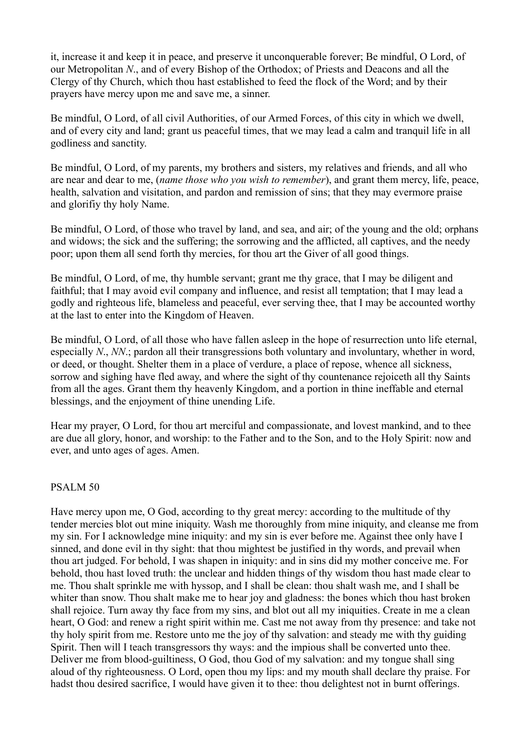it, increase it and keep it in peace, and preserve it unconquerable forever; Be mindful, O Lord, of our Metropolitan *N*., and of every Bishop of the Orthodox; of Priests and Deacons and all the Clergy of thy Church, which thou hast established to feed the flock of the Word; and by their prayers have mercy upon me and save me, a sinner.

Be mindful, O Lord, of all civil Authorities, of our Armed Forces, of this city in which we dwell, and of every city and land; grant us peaceful times, that we may lead a calm and tranquil life in all godliness and sanctity.

Be mindful, O Lord, of my parents, my brothers and sisters, my relatives and friends, and all who are near and dear to me, (*name those who you wish to remember*), and grant them mercy, life, peace, health, salvation and visitation, and pardon and remission of sins; that they may evermore praise and glorifiy thy holy Name.

Be mindful, O Lord, of those who travel by land, and sea, and air; of the young and the old; orphans and widows; the sick and the suffering; the sorrowing and the afflicted, all captives, and the needy poor; upon them all send forth thy mercies, for thou art the Giver of all good things.

Be mindful, O Lord, of me, thy humble servant; grant me thy grace, that I may be diligent and faithful; that I may avoid evil company and influence, and resist all temptation; that I may lead a godly and righteous life, blameless and peaceful, ever serving thee, that I may be accounted worthy at the last to enter into the Kingdom of Heaven.

Be mindful, O Lord, of all those who have fallen asleep in the hope of resurrection unto life eternal, especially *N*., *NN*.; pardon all their transgressions both voluntary and involuntary, whether in word, or deed, or thought. Shelter them in a place of verdure, a place of repose, whence all sickness, sorrow and sighing have fled away, and where the sight of thy countenance rejoiceth all thy Saints from all the ages. Grant them thy heavenly Kingdom, and a portion in thine ineffable and eternal blessings, and the enjoyment of thine unending Life.

Hear my prayer, O Lord, for thou art merciful and compassionate, and lovest mankind, and to thee are due all glory, honor, and worship: to the Father and to the Son, and to the Holy Spirit: now and ever, and unto ages of ages. Amen.

## PSALM 50

Have mercy upon me, O God, according to thy great mercy: according to the multitude of thy tender mercies blot out mine iniquity. Wash me thoroughly from mine iniquity, and cleanse me from my sin. For I acknowledge mine iniquity: and my sin is ever before me. Against thee only have I sinned, and done evil in thy sight: that thou mightest be justified in thy words, and prevail when thou art judged. For behold, I was shapen in iniquity: and in sins did my mother conceive me. For behold, thou hast loved truth: the unclear and hidden things of thy wisdom thou hast made clear to me. Thou shalt sprinkle me with hyssop, and I shall be clean: thou shalt wash me, and I shall be whiter than snow. Thou shalt make me to hear joy and gladness: the bones which thou hast broken shall rejoice. Turn away thy face from my sins, and blot out all my iniquities. Create in me a clean heart, O God: and renew a right spirit within me. Cast me not away from thy presence: and take not thy holy spirit from me. Restore unto me the joy of thy salvation: and steady me with thy guiding Spirit. Then will I teach transgressors thy ways: and the impious shall be converted unto thee. Deliver me from blood-guiltiness, O God, thou God of my salvation: and my tongue shall sing aloud of thy righteousness. O Lord, open thou my lips: and my mouth shall declare thy praise. For hadst thou desired sacrifice, I would have given it to thee: thou delightest not in burnt offerings.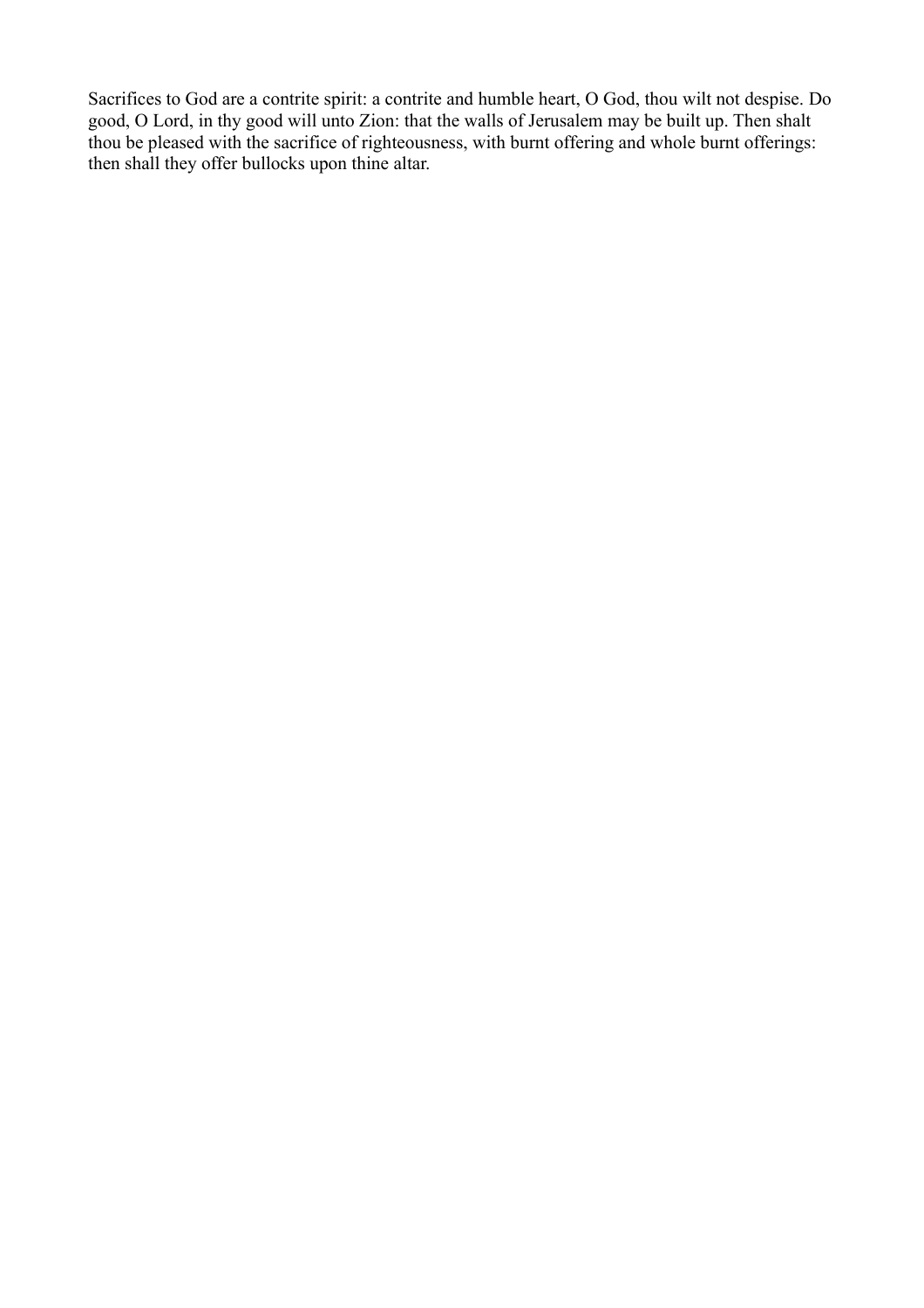Sacrifices to God are a contrite spirit: a contrite and humble heart, O God, thou wilt not despise. Do good, O Lord, in thy good will unto Zion: that the walls of Jerusalem may be built up. Then shalt thou be pleased with the sacrifice of righteousness, with burnt offering and whole burnt offerings: then shall they offer bullocks upon thine altar.